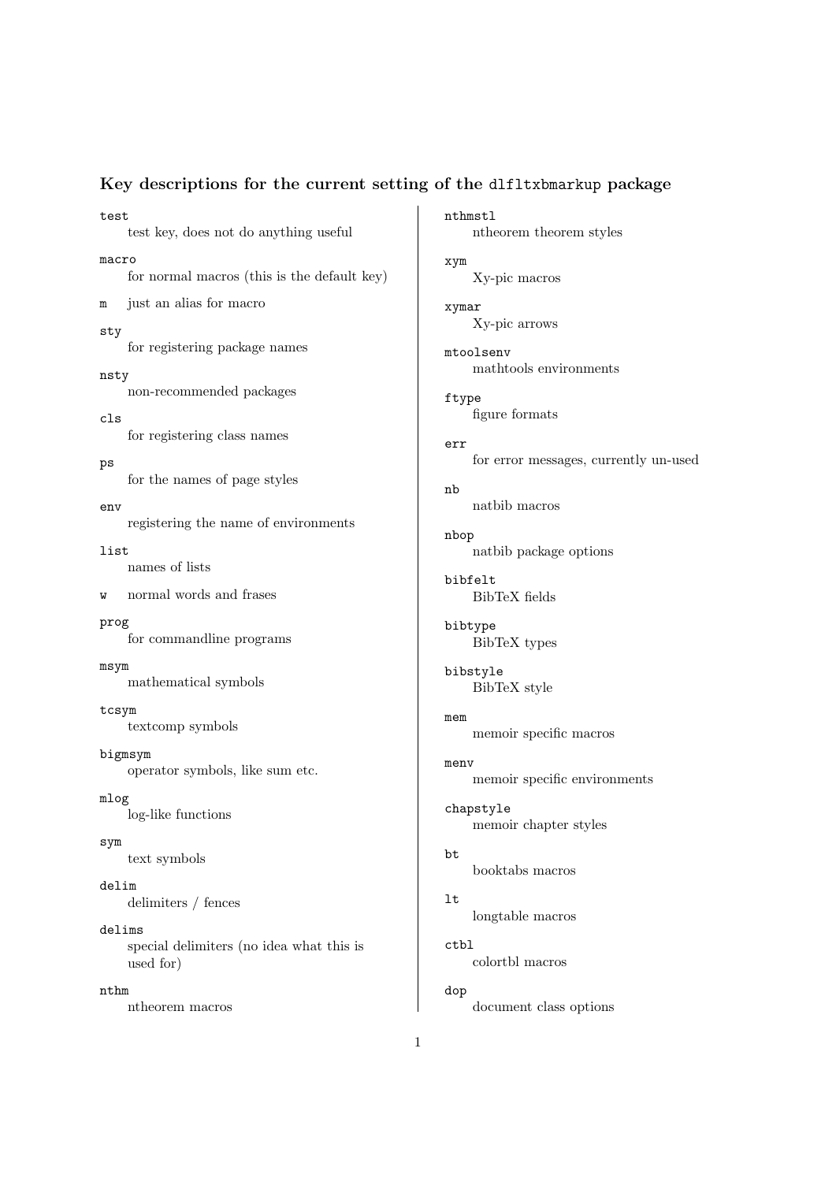### Key descriptions for the current setting of the `dlfltxbmarkup` package

`test`
: test key, does not do anything useful

`macro`
: for normal macros (this is the default key)

`m`
: just an alias for macro

`sty`
: for registering package names

`nsty`
: non-recommended packages

`cls`
: for registering class names

`ps`
: for the names of page styles

`env`
: registering the name of environments

`list`
: names of lists

`w`
: normal words and frases

`prog`
: for commandline programs

`msym`
: mathematical symbols

`tcsym`
: textcomp symbols

`bigmsym`
: operator symbols, like sum etc.

`mlog`
: log-like functions

`sym`
: text symbols

`delim`
: delimiters / fences

`delims`
: special delimiters (no idea what this is used for)

`nthm`
: ntheorem macros

`nthmstl`
: ntheorem theorem styles

`xym`
: Xy-pic macros

`xymar`
: Xy-pic arrows

`mtoolsenv`
: mathtools environments

`ftype`
: figure formats

`err`
: for error messages, currently un-used

`nb`
: natbib macros

`nbop`
: natbib package options

`bibfelt`
: BibTeX fields

`bibtype`
: BibTeX types

`bibstyle`
: BibTeX style

`mem`
: memoir specific macros

`menv`
: memoir specific environments

`chapstyle`
: memoir chapter styles

`bt`
: booktabs macros

`lt`
: longtable macros

`ctbl`
: colortbl macros

`dop`
: document class options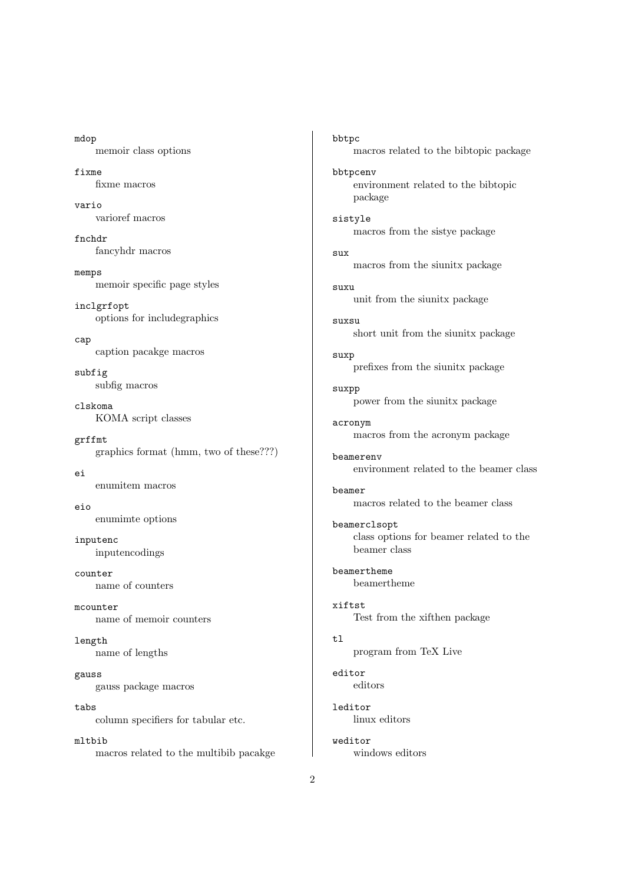`mdop`
: memoir class options

`fixme`
: fixme macros

`vario`
: varioref macros

`fnchdr`
: fancyhdr macros

`memps`
: memoir specific page styles

`inclgrfopt`
: options for includegraphics

`cap`
: caption pacakge macros

`subfig`
: subfig macros

`clskoma`
: KOMA script classes

`grffmt`
: graphics format (hmm, two of these???)

`ei`
: enumitem macros

`eio`
: enumimte options

`inputenc`
: inputencodings

`counter`
: name of counters

`mcounter`
: name of memoir counters

`length`
: name of lengths

`gauss`
: gauss package macros

`tabs`
: column specifiers for tabular etc.

`mltbib`
: macros related to the multibib pacakge

`bbtpc`
: macros related to the bibtopic package

`bbtpcenv`
: environment related to the bibtopic package

`sistyle`
: macros from the sistye package

`sux`
: macros from the siunitx package

`suxu`
: unit from the siunitx package

`suxsu`
: short unit from the siunitx package

`suxp`
: prefixes from the siunitx package

`suxpp`
: power from the siunitx package

`acronym`
: macros from the acronym package

`beamerenv`
: environment related to the beamer class

`beamer`
: macros related to the beamer class

`beamerclsopt`
: class options for beamer related to the beamer class

`beamertheme`
: beamertheme

`xiftst`
: Test from the xifthen package

`tl`
: program from TeX Live

`editor`
: editors

`leditor`
: linux editors

`weditor`
: windows editors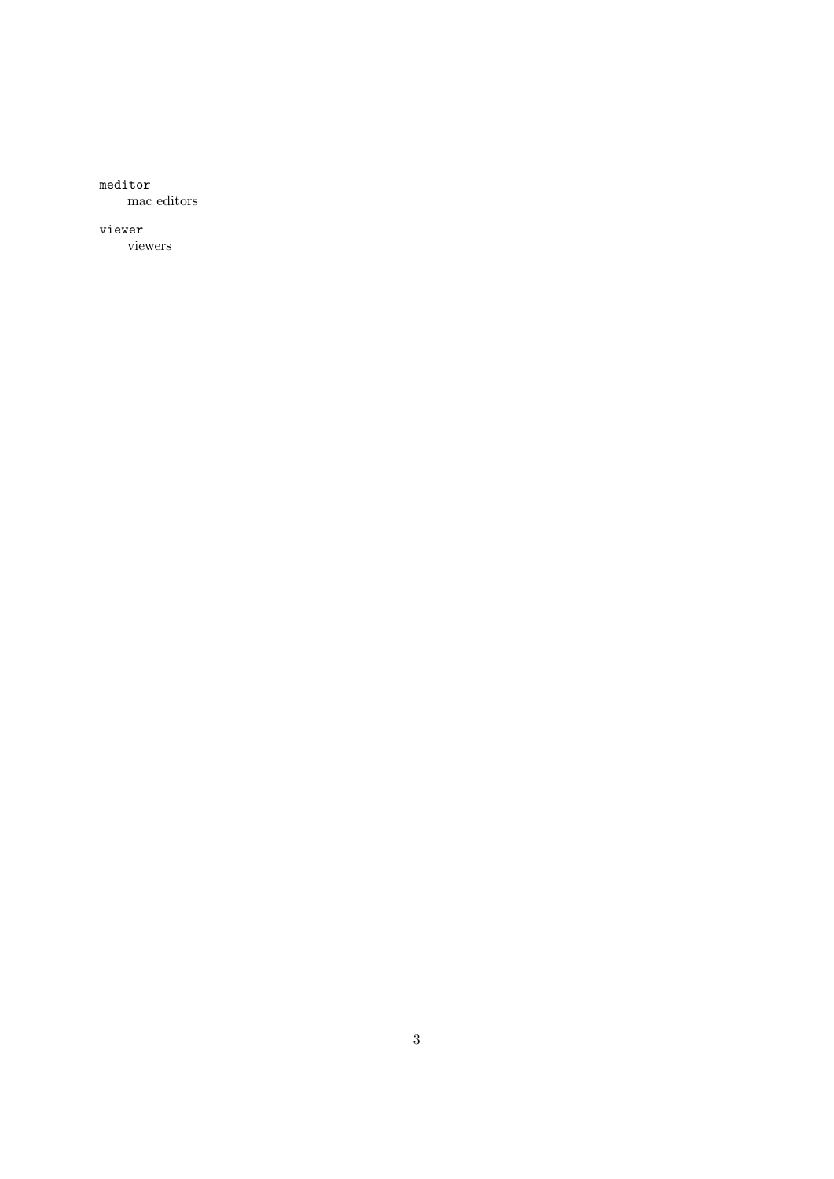`meditor`
: mac editors

`viewer`
: viewers